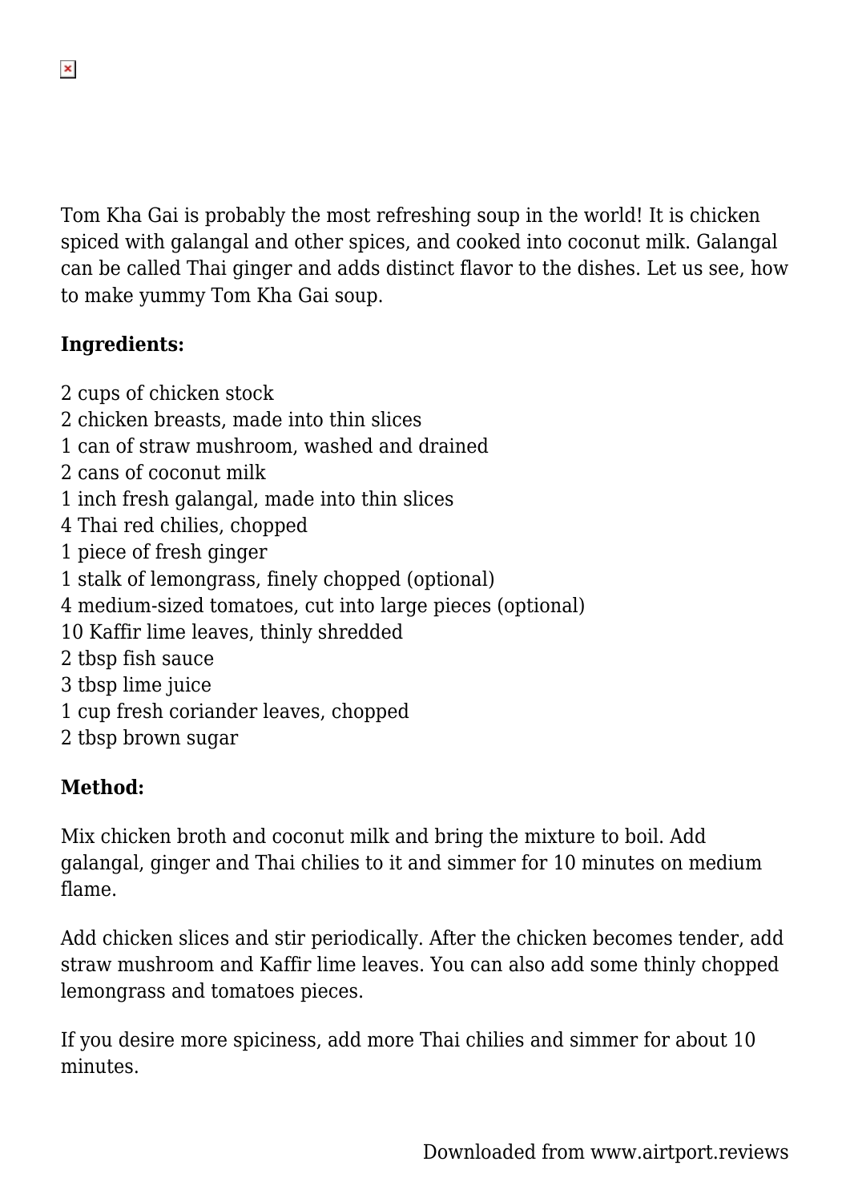Tom Kha Gai is probably the most refreshing soup in the world! It is chicken spiced with galangal and other spices, and cooked into coconut milk. Galangal can be called Thai ginger and adds distinct flavor to the dishes. Let us see, how to make yummy Tom Kha Gai soup.

**Ingredients:**

2 cups of chicken stock
2 chicken breasts, made into thin slices
1 can of straw mushroom, washed and drained
2 cans of coconut milk
1 inch fresh galangal, made into thin slices
4 Thai red chilies, chopped
1 piece of fresh ginger
1 stalk of lemongrass, finely chopped (optional)
4 medium-sized tomatoes, cut into large pieces (optional)
10 Kaffir lime leaves, thinly shredded
2 tbsp fish sauce
3 tbsp lime juice
1 cup fresh coriander leaves, chopped
2 tbsp brown sugar

**Method:**

Mix chicken broth and coconut milk and bring the mixture to boil. Add galangal, ginger and Thai chilies to it and simmer for 10 minutes on medium flame.

Add chicken slices and stir periodically. After the chicken becomes tender, add straw mushroom and Kaffir lime leaves. You can also add some thinly chopped lemongrass and tomatoes pieces.

If you desire more spiciness, add more Thai chilies and simmer for about 10 minutes.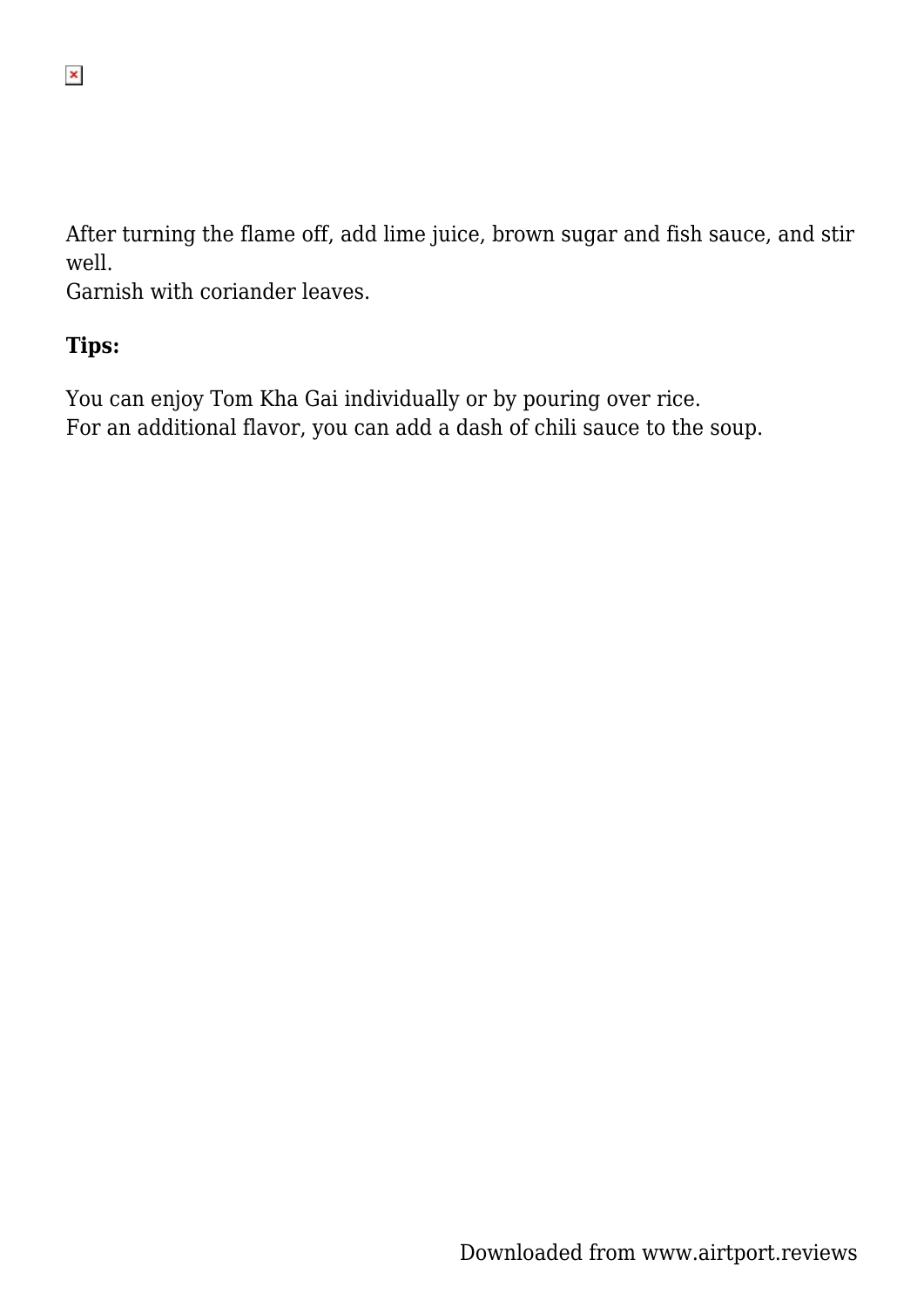After turning the flame off, add lime juice, brown sugar and fish sauce, and stir well.
Garnish with coriander leaves.

**Tips:**

You can enjoy Tom Kha Gai individually or by pouring over rice.
For an additional flavor, you can add a dash of chili sauce to the soup.